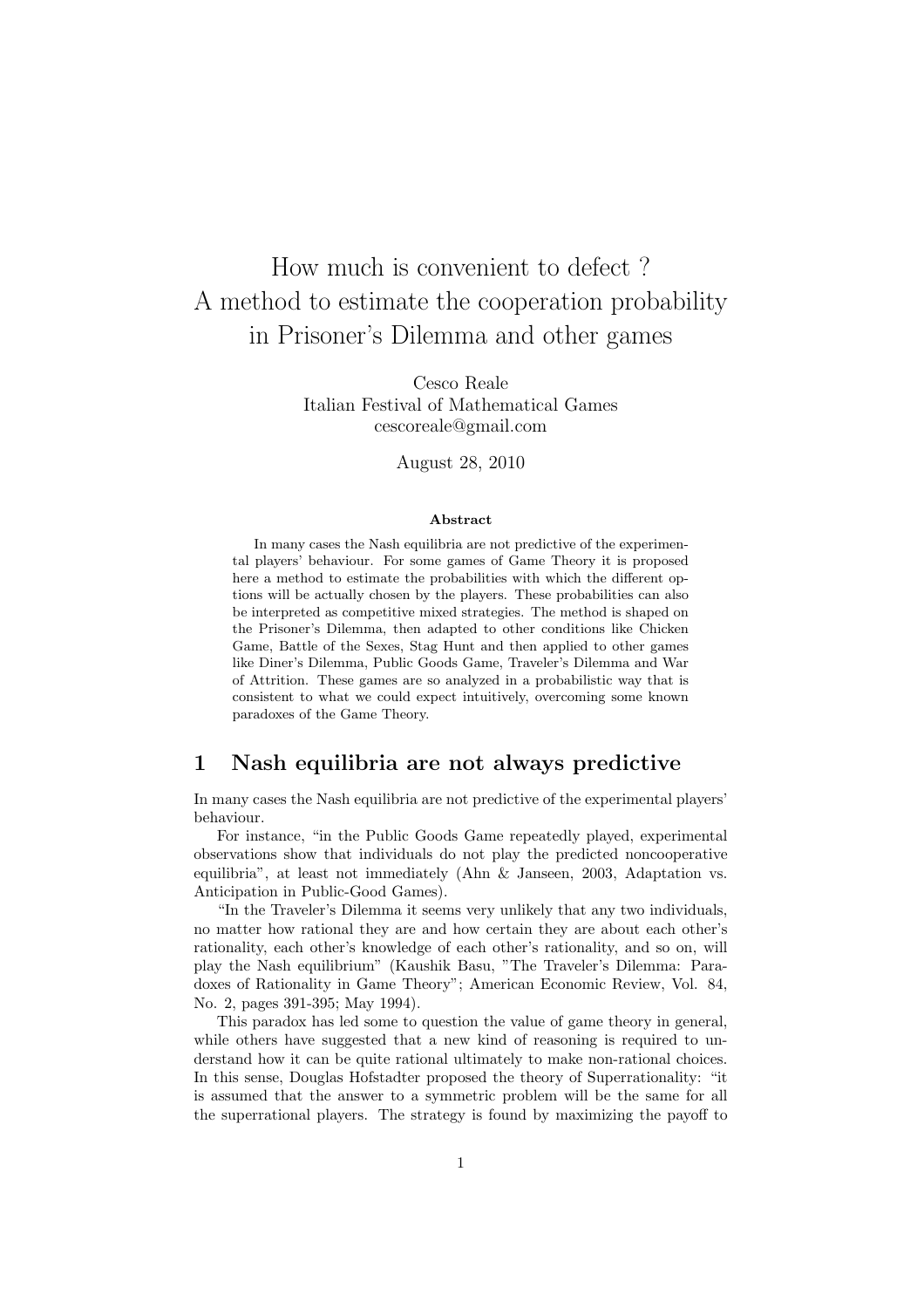# How much is convenient to defect ?
# A method to estimate the cooperation probability in Prisoner's Dilemma and other games

Cesco Reale
Italian Festival of Mathematical Games
cescoreale@gmail.com

August 28, 2010

**Abstract**

In many cases the Nash equilibria are not predictive of the experimental players' behaviour. For some games of Game Theory it is proposed here a method to estimate the probabilities with which the different options will be actually chosen by the players. These probabilities can also be interpreted as competitive mixed strategies. The method is shaped on the Prisoner's Dilemma, then adapted to other conditions like Chicken Game, Battle of the Sexes, Stag Hunt and then applied to other games like Diner's Dilemma, Public Goods Game, Traveler's Dilemma and War of Attrition. These games are so analyzed in a probabilistic way that is consistent to what we could expect intuitively, overcoming some known paradoxes of the Game Theory.

## 1 Nash equilibria are not always predictive

In many cases the Nash equilibria are not predictive of the experimental players' behaviour.

For instance, "in the Public Goods Game repeatedly played, experimental observations show that individuals do not play the predicted noncooperative equilibria", at least not immediately (Ahn & Janseen, 2003, Adaptation vs. Anticipation in Public-Good Games).

"In the Traveler's Dilemma it seems very unlikely that any two individuals, no matter how rational they are and how certain they are about each other's rationality, each other's knowledge of each other's rationality, and so on, will play the Nash equilibrium" (Kaushik Basu, "The Traveler's Dilemma: Paradoxes of Rationality in Game Theory"; American Economic Review, Vol. 84, No. 2, pages 391-395; May 1994).

This paradox has led some to question the value of game theory in general, while others have suggested that a new kind of reasoning is required to understand how it can be quite rational ultimately to make non-rational choices. In this sense, Douglas Hofstadter proposed the theory of Superrationality: "it is assumed that the answer to a symmetric problem will be the same for all the superrational players. The strategy is found by maximizing the payoff to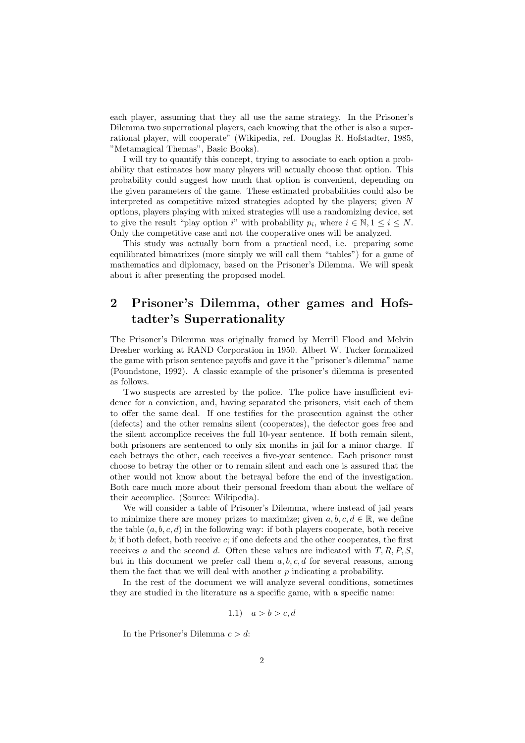each player, assuming that they all use the same strategy. In the Prisoner's Dilemma two superrational players, each knowing that the other is also a superrational player, will cooperate" (Wikipedia, ref. Douglas R. Hofstadter, 1985, "Metamagical Themas", Basic Books).

I will try to quantify this concept, trying to associate to each option a probability that estimates how many players will actually choose that option. This probability could suggest how much that option is convenient, depending on the given parameters of the game. These estimated probabilities could also be interpreted as competitive mixed strategies adopted by the players; given $N$ options, players playing with mixed strategies will use a randomizing device, set to give the result "play option $i$" with probability $p_i$, where $i \in \mathbb{N}, 1 \leq i \leq N$. Only the competitive case and not the cooperative ones will be analyzed.

This study was actually born from a practical need, i.e. preparing some equilibrated bimatrixes (more simply we will call them "tables") for a game of mathematics and diplomacy, based on the Prisoner's Dilemma. We will speak about it after presenting the proposed model.

## 2 Prisoner's Dilemma, other games and Hofstadter's Superrationality

The Prisoner's Dilemma was originally framed by Merrill Flood and Melvin Dresher working at RAND Corporation in 1950. Albert W. Tucker formalized the game with prison sentence payoffs and gave it the "prisoner's dilemma" name (Poundstone, 1992). A classic example of the prisoner's dilemma is presented as follows.

Two suspects are arrested by the police. The police have insufficient evidence for a conviction, and, having separated the prisoners, visit each of them to offer the same deal. If one testifies for the prosecution against the other (defects) and the other remains silent (cooperates), the defector goes free and the silent accomplice receives the full 10-year sentence. If both remain silent, both prisoners are sentenced to only six months in jail for a minor charge. If each betrays the other, each receives a five-year sentence. Each prisoner must choose to betray the other or to remain silent and each one is assured that the other would not know about the betrayal before the end of the investigation. Both care much more about their personal freedom than about the welfare of their accomplice. (Source: Wikipedia).

We will consider a table of Prisoner's Dilemma, where instead of jail years to minimize there are money prizes to maximize; given $a, b, c, d \in \mathbb{R}$, we define the table $(a, b, c, d)$ in the following way: if both players cooperate, both receive $b$; if both defect, both receive $c$; if one defects and the other cooperates, the first receives $a$ and the second $d$. Often these values are indicated with $T, R, P, S$, but in this document we prefer call them $a, b, c, d$ for several reasons, among them the fact that we will deal with another $p$ indicating a probability.

In the rest of the document we will analyze several conditions, sometimes they are studied in the literature as a specific game, with a specific name:

$$1.1) \quad a > b > c, d$$

In the Prisoner's Dilemma $c > d$: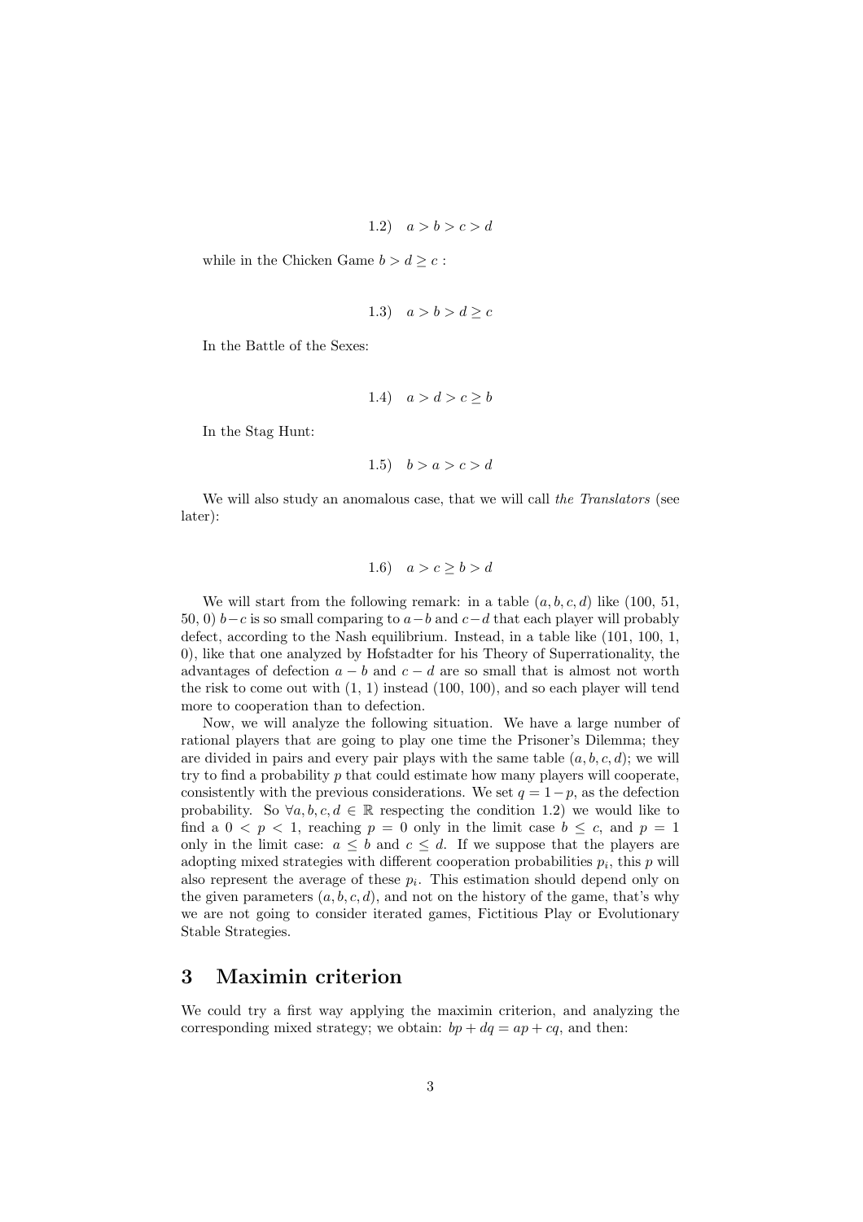$$1.2) \quad a > b > c > d$$

while in the Chicken Game $b > d \geq c$ :

$$1.3) \quad a > b > d \geq c$$

In the Battle of the Sexes:

$$1.4) \quad a > d > c \geq b$$

In the Stag Hunt:

$$1.5) \quad b > a > c > d$$

We will also study an anomalous case, that we will call *the Translators* (see later):

$$1.6) \quad a > c \geq b > d$$

We will start from the following remark: in a table $(a, b, c, d)$ like (100, 51, 50, 0) $b - c$ is so small comparing to $a - b$ and $c - d$ that each player will probably defect, according to the Nash equilibrium. Instead, in a table like (101, 100, 1, 0), like that one analyzed by Hofstadter for his Theory of Superrationality, the advantages of defection $a - b$ and $c - d$ are so small that is almost not worth the risk to come out with (1, 1) instead (100, 100), and so each player will tend more to cooperation than to defection.

Now, we will analyze the following situation. We have a large number of rational players that are going to play one time the Prisoner's Dilemma; they are divided in pairs and every pair plays with the same table $(a, b, c, d)$; we will try to find a probability $p$ that could estimate how many players will cooperate, consistently with the previous considerations. We set $q = 1 - p$, as the defection probability. So $\forall a, b, c, d \in \mathbb{R}$ respecting the condition 1.2) we would like to find a $0 < p < 1$, reaching $p = 0$ only in the limit case $b \leq c$, and $p = 1$ only in the limit case: $a \leq b$ and $c \leq d$. If we suppose that the players are adopting mixed strategies with different cooperation probabilities $p_i$, this $p$ will also represent the average of these $p_i$. This estimation should depend only on the given parameters $(a, b, c, d)$, and not on the history of the game, that's why we are not going to consider iterated games, Fictitious Play or Evolutionary Stable Strategies.

## 3 Maximin criterion

We could try a first way applying the maximin criterion, and analyzing the corresponding mixed strategy; we obtain: $bp + dq = ap + cq$, and then: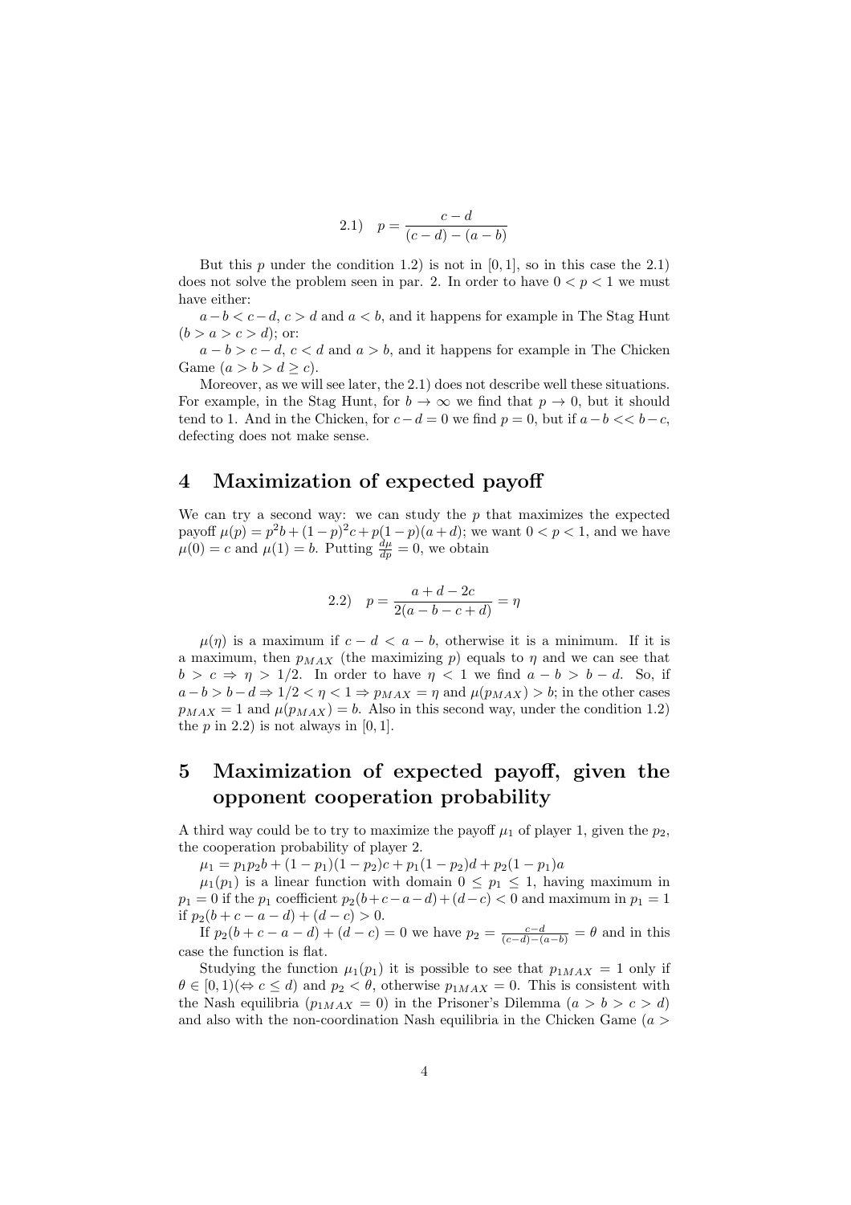$$2.1) \quad p = \frac{c-d}{(c-d)-(a-b)}$$

But this $p$ under the condition 1.2) is not in $[0, 1]$, so in this case the 2.1) does not solve the problem seen in par. 2. In order to have $0 < p < 1$ we must have either:

$a - b < c - d$, $c > d$ and $a < b$, and it happens for example in The Stag Hunt ($b > a > c > d$); or:

$a - b > c - d$, $c < d$ and $a > b$, and it happens for example in The Chicken Game ($a > b > d \geq c$).

Moreover, as we will see later, the 2.1) does not describe well these situations. For example, in the Stag Hunt, for $b \to \infty$ we find that $p \to 0$, but it should tend to 1. And in the Chicken, for $c - d = 0$ we find $p = 0$, but if $a - b << b - c$, defecting does not make sense.

# 4 Maximization of expected payoff

We can try a second way: we can study the $p$ that maximizes the expected payoff $\mu(p) = p^2 b + (1-p)^2 c + p(1-p)(a+d)$; we want $0 < p < 1$, and we have $\mu(0) = c$ and $\mu(1) = b$. Putting $\frac{d\mu}{dp} = 0$, we obtain

$$2.2) \quad p = \frac{a+d-2c}{2(a-b-c+d)} = \eta$$

$\mu(\eta)$ is a maximum if $c - d < a - b$, otherwise it is a minimum. If it is a maximum, then $p_{MAX}$ (the maximizing $p$) equals to $\eta$ and we can see that $b > c \Rightarrow \eta > 1/2$. In order to have $\eta < 1$ we find $a - b > b - d$. So, if $a - b > b - d \Rightarrow 1/2 < \eta < 1 \Rightarrow p_{MAX} = \eta$ and $\mu(p_{MAX}) > b$; in the other cases $p_{MAX} = 1$ and $\mu(p_{MAX}) = b$. Also in this second way, under the condition 1.2) the $p$ in 2.2) is not always in $[0, 1]$.

# 5 Maximization of expected payoff, given the opponent cooperation probability

A third way could be to try to maximize the payoff $\mu_1$ of player 1, given the $p_2$, the cooperation probability of player 2.

$\mu_1 = p_1 p_2 b + (1-p_1)(1-p_2)c + p_1(1-p_2)d + p_2(1-p_1)a$

$\mu_1(p_1)$ is a linear function with domain $0 \leq p_1 \leq 1$, having maximum in $p_1 = 0$ if the $p_1$ coefficient $p_2(b+c-a-d)+(d-c) < 0$ and maximum in $p_1 = 1$ if $p_2(b+c-a-d)+(d-c) > 0$.

If $p_2(b+c-a-d)+(d-c) = 0$ we have $p_2 = \frac{c-d}{(c-d)-(a-b)} = \theta$ and in this case the function is flat.

Studying the function $\mu_1(p_1)$ it is possible to see that $p_{1MAX} = 1$ only if $\theta \in [0, 1) (\Leftrightarrow c \leq d)$ and $p_2 < \theta$, otherwise $p_{1MAX} = 0$. This is consistent with the Nash equilibria ($p_{1MAX} = 0$) in the Prisoner's Dilemma ($a > b > c > d$) and also with the non-coordination Nash equilibria in the Chicken Game ($a >$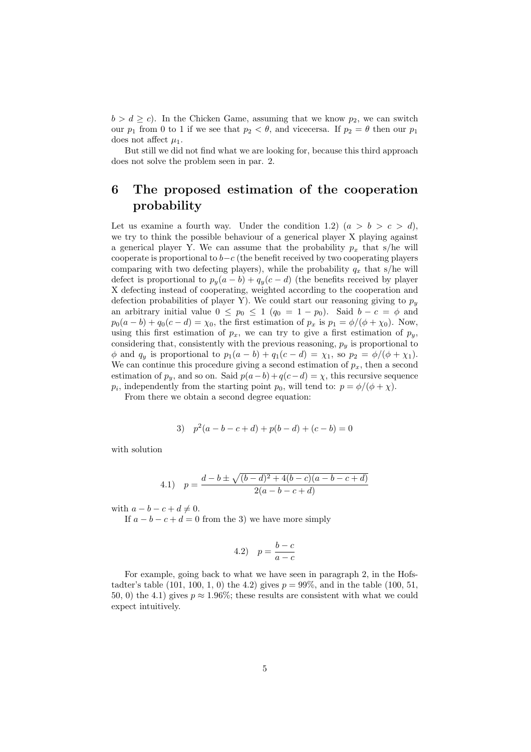$b > d \geq c$). In the Chicken Game, assuming that we know $p_2$, we can switch our $p_1$ from 0 to 1 if we see that $p_2 < \theta$, and vicecersa. If $p_2 = \theta$ then our $p_1$ does not affect $\mu_1$.

But still we did not find what we are looking for, because this third approach does not solve the problem seen in par. 2.

# 6 The proposed estimation of the cooperation probability

Let us examine a fourth way. Under the condition 1.2) ($a > b > c > d$), we try to think the possible behaviour of a generical player X playing against a generical player Y. We can assume that the probability $p_x$ that s/he will cooperate is proportional to $b-c$ (the benefit received by two cooperating players comparing with two defecting players), while the probability $q_x$ that s/he will defect is proportional to $p_y(a-b) + q_y(c-d)$ (the benefits received by player X defecting instead of cooperating, weighted according to the cooperation and defection probabilities of player Y). We could start our reasoning giving to $p_y$ an arbitrary initial value $0 \leq p_0 \leq 1$ ($q_0 = 1 - p_0$). Said $b - c = \phi$ and $p_0(a-b) + q_0(c-d) = \chi_0$, the first estimation of $p_x$ is $p_1 = \phi/(\phi + \chi_0)$. Now, using this first estimation of $p_x$, we can try to give a first estimation of $p_y$, considering that, consistently with the previous reasoning, $p_y$ is proportional to $\phi$ and $q_y$ is proportional to $p_1(a-b) + q_1(c-d) = \chi_1$, so $p_2 = \phi/(\phi + \chi_1)$. We can continue this procedure giving a second estimation of $p_x$, then a second estimation of $p_y$, and so on. Said $p(a-b) + q(c-d) = \chi$, this recursive sequence $p_i$, independently from the starting point $p_0$, will tend to: $p = \phi/(\phi + \chi)$.

From there we obtain a second degree equation:

$$3) \quad p^2(a-b-c+d) + p(b-d) + (c-b) = 0$$

with solution

$$4.1) \quad p = \frac{d - b \pm \sqrt{(b-d)^2 + 4(b-c)(a-b-c+d)}}{2(a-b-c+d)}$$

with $a - b - c + d \neq 0$.

If $a - b - c + d = 0$ from the 3) we have more simply

$$4.2) \quad p = \frac{b-c}{a-c}$$

For example, going back to what we have seen in paragraph 2, in the Hofstadter's table (101, 100, 1, 0) the 4.2) gives $p = 99\%$, and in the table (100, 51, 50, 0) the 4.1) gives $p \approx 1.96\%$; these results are consistent with what we could expect intuitively.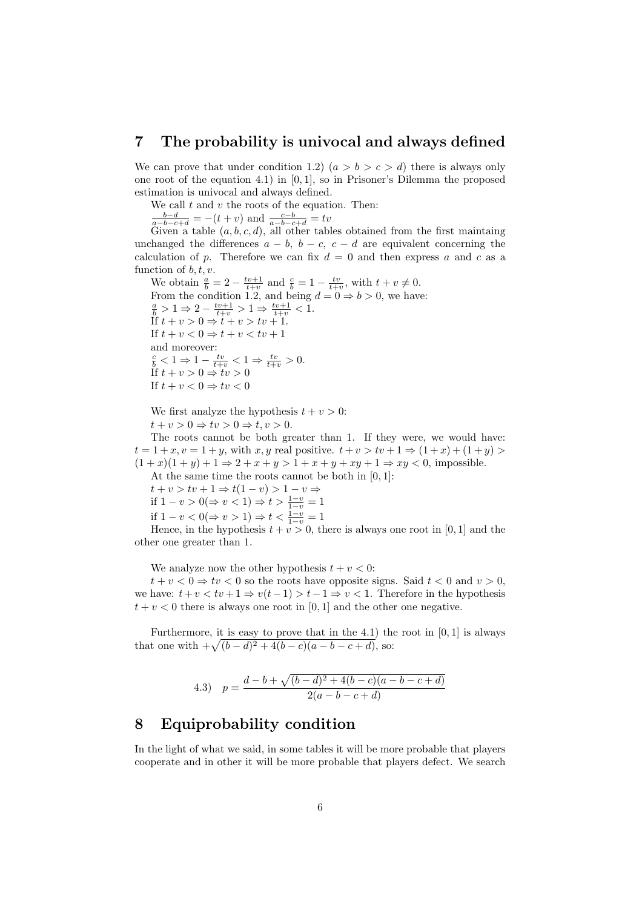## 7 The probability is univocal and always defined

We can prove that under condition 1.2) ($a > b > c > d$) there is always only one root of the equation 4.1) in $[0, 1]$, so in Prisoner's Dilemma the proposed estimation is univocal and always defined.

We call $t$ and $v$ the roots of the equation. Then:
$\frac{b-d}{a-b-c+d} = -(t+v)$ and $\frac{c-b}{a-b-c+d} = tv$

Given a table $(a, b, c, d)$, all other tables obtained from the first maintaing unchanged the differences $a - b$, $b - c$, $c - d$ are equivalent concerning the calculation of $p$. Therefore we can fix $d = 0$ and then express $a$ and $c$ as a function of $b, t, v$.

We obtain $\frac{a}{b} = 2 - \frac{tv+1}{t+v}$ and $\frac{c}{b} = 1 - \frac{tv}{t+v}$, with $t + v \neq 0$.

From the condition 1.2, and being $d = 0 \Rightarrow b > 0$, we have:
$\frac{a}{b} > 1 \Rightarrow 2 - \frac{tv+1}{t+v} > 1 \Rightarrow \frac{tv+1}{t+v} < 1$.
If $t + v > 0 \Rightarrow t + v > tv + 1$.
If $t + v < 0 \Rightarrow t + v < tv + 1$
and moreover:
$\frac{c}{b} < 1 \Rightarrow 1 - \frac{tv}{t+v} < 1 \Rightarrow \frac{tv}{t+v} > 0$.
If $t + v > 0 \Rightarrow tv > 0$
If $t + v < 0 \Rightarrow tv < 0$

We first analyze the hypothesis $t + v > 0$:
$t + v > 0 \Rightarrow tv > 0 \Rightarrow t, v > 0$.

The roots cannot be both greater than 1. If they were, we would have: $t = 1 + x, v = 1 + y$, with $x, y$ real positive. $t + v > tv + 1 \Rightarrow (1 + x) + (1 + y) > (1 + x)(1 + y) + 1 \Rightarrow 2 + x + y > 1 + x + y + xy + 1 \Rightarrow xy < 0$, impossible.

At the same time the roots cannot be both in $[0, 1]$:
$t + v > tv + 1 \Rightarrow t(1 - v) > 1 - v \Rightarrow$
if $1 - v > 0 (\Rightarrow v < 1) \Rightarrow t > \frac{1-v}{1-v} = 1$
if $1 - v < 0 (\Rightarrow v > 1) \Rightarrow t < \frac{1-v}{1-v} = 1$

Hence, in the hypothesis $t + v > 0$, there is always one root in $[0, 1]$ and the other one greater than 1.

We analyze now the other hypothesis $t + v < 0$:
$t + v < 0 \Rightarrow tv < 0$ so the roots have opposite signs. Said $t < 0$ and $v > 0$, we have: $t + v < tv + 1 \Rightarrow v(t - 1) > t - 1 \Rightarrow v < 1$. Therefore in the hypothesis $t + v < 0$ there is always one root in $[0, 1]$ and the other one negative.

Furthermore, it is easy to prove that in the 4.1) the root in $[0, 1]$ is always that one with $+\sqrt{(b-d)^2 + 4(b-c)(a-b-c+d)}$, so:

$$4.3) \quad p = \frac{d - b + \sqrt{(b-d)^2 + 4(b-c)(a-b-c+d)}}{2(a-b-c+d)}$$

## 8 Equiprobability condition

In the light of what we said, in some tables it will be more probable that players cooperate and in other it will be more probable that players defect. We search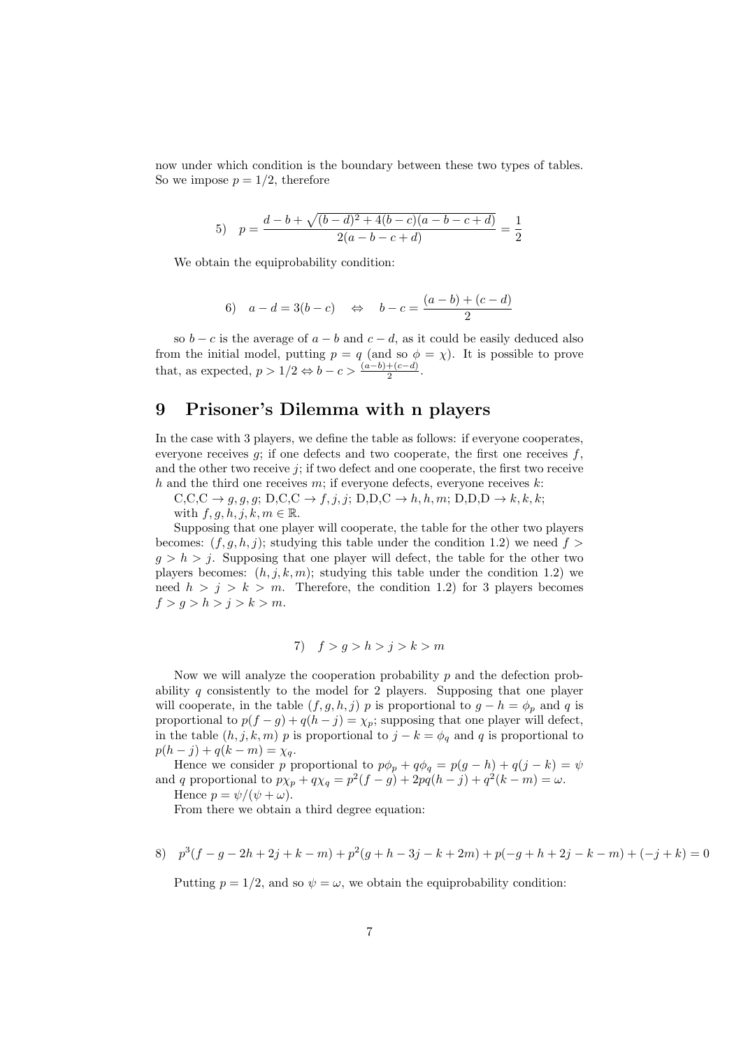now under which condition is the boundary between these two types of tables. So we impose $p = 1/2$, therefore

$$5) \quad p = \frac{d - b + \sqrt{(b-d)^2 + 4(b-c)(a-b-c+d)}}{2(a-b-c+d)} = \frac{1}{2}$$

We obtain the equiprobability condition:

$$6) \quad a - d = 3(b - c) \quad \Leftrightarrow \quad b - c = \frac{(a-b) + (c-d)}{2}$$

so $b - c$ is the average of $a - b$ and $c - d$, as it could be easily deduced also from the initial model, putting $p = q$ (and so $\phi = \chi$). It is possible to prove that, as expected, $p > 1/2 \Leftrightarrow b - c > \frac{(a-b)+(c-d)}{2}$.

## 9 Prisoner's Dilemma with n players

In the case with 3 players, we define the table as follows: if everyone cooperates, everyone receives $g$; if one defects and two cooperate, the first one receives $f$, and the other two receive $j$; if two defect and one cooperate, the first two receive $h$ and the third one receives $m$; if everyone defects, everyone receives $k$:

C,C,C $\to g, g, g$; D,C,C $\to f, j, j$; D,D,C $\to h, h, m$; D,D,D $\to k, k, k$;

with $f, g, h, j, k, m \in \mathbb{R}$.

Supposing that one player will cooperate, the table for the other two players becomes: $(f, g, h, j)$; studying this table under the condition 1.2) we need $f > g > h > j$. Supposing that one player will defect, the table for the other two players becomes: $(h, j, k, m)$; studying this table under the condition 1.2) we need $h > j > k > m$. Therefore, the condition 1.2) for 3 players becomes $f > g > h > j > k > m$.

$$7) \quad f > g > h > j > k > m$$

Now we will analyze the cooperation probability $p$ and the defection probability $q$ consistently to the model for 2 players. Supposing that one player will cooperate, in the table $(f, g, h, j)$ $p$ is proportional to $g - h = \phi_p$ and $q$ is proportional to $p(f - g) + q(h - j) = \chi_p$; supposing that one player will defect, in the table $(h, j, k, m)$ $p$ is proportional to $j - k = \phi_q$ and $q$ is proportional to $p(h - j) + q(k - m) = \chi_q$.

Hence we consider $p$ proportional to $p\phi_p + q\phi_q = p(g - h) + q(j - k) = \psi$ and $q$ proportional to $p\chi_p + q\chi_q = p^2(f - g) + 2pq(h - j) + q^2(k - m) = \omega$.

Hence $p = \psi/(\psi + \omega)$.

From there we obtain a third degree equation:

$$8) \quad p^3(f - g - 2h + 2j + k - m) + p^2(g + h - 3j - k + 2m) + p(-g + h + 2j - k - m) + (-j + k) = 0$$

Putting $p = 1/2$, and so $\psi = \omega$, we obtain the equiprobability condition: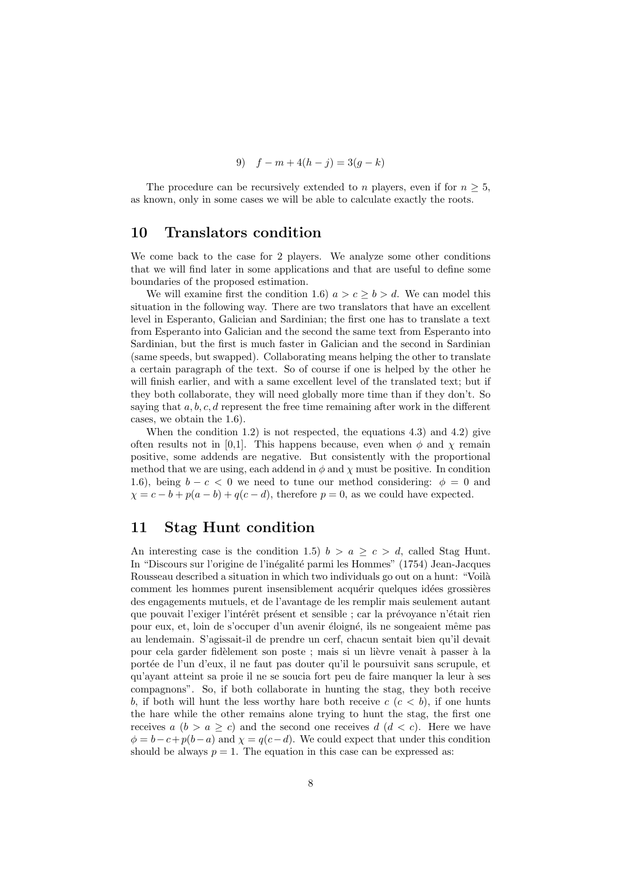$$9) \quad f - m + 4(h - j) = 3(g - k)$$

The procedure can be recursively extended to $n$ players, even if for $n \geq 5$, as known, only in some cases we will be able to calculate exactly the roots.

## 10 Translators condition

We come back to the case for 2 players. We analyze some other conditions that we will find later in some applications and that are useful to define some boundaries of the proposed estimation.

We will examine first the condition 1.6) $a > c \geq b > d$. We can model this situation in the following way. There are two translators that have an excellent level in Esperanto, Galician and Sardinian; the first one has to translate a text from Esperanto into Galician and the second the same text from Esperanto into Sardinian, but the first is much faster in Galician and the second in Sardinian (same speeds, but swapped). Collaborating means helping the other to translate a certain paragraph of the text. So of course if one is helped by the other he will finish earlier, and with a same excellent level of the translated text; but if they both collaborate, they will need globally more time than if they don't. So saying that $a, b, c, d$ represent the free time remaining after work in the different cases, we obtain the 1.6).

When the condition 1.2) is not respected, the equations 4.3) and 4.2) give often results not in [0,1]. This happens because, even when $\phi$ and $\chi$ remain positive, some addends are negative. But consistently with the proportional method that we are using, each addend in $\phi$ and $\chi$ must be positive. In condition 1.6), being $b - c < 0$ we need to tune our method considering: $\phi = 0$ and $\chi = c - b + p(a - b) + q(c - d)$, therefore $p = 0$, as we could have expected.

## 11 Stag Hunt condition

An interesting case is the condition 1.5) $b > a \geq c > d$, called Stag Hunt. In "Discours sur l'origine de l'inégalité parmi les Hommes" (1754) Jean-Jacques Rousseau described a situation in which two individuals go out on a hunt: "Voilà comment les hommes purent insensiblement acquérir quelques idées grossières des engagements mutuels, et de l'avantage de les remplir mais seulement autant que pouvait l'exiger l'intérêt présent et sensible ; car la prévoyance n'était rien pour eux, et, loin de s'occuper d'un avenir éloigné, ils ne songeaient même pas au lendemain. S'agissait-il de prendre un cerf, chacun sentait bien qu'il devait pour cela garder fidèlement son poste ; mais si un lièvre venait à passer à la portée de l'un d'eux, il ne faut pas douter qu'il le poursuivit sans scrupule, et qu'ayant atteint sa proie il ne se soucia fort peu de faire manquer la leur à ses compagnons". So, if both collaborate in hunting the stag, they both receive $b$, if both will hunt the less worthy hare both receive $c$ ($c < b$), if one hunts the hare while the other remains alone trying to hunt the stag, the first one receives $a$ ($b > a \geq c$) and the second one receives $d$ ($d < c$). Here we have $\phi = b - c + p(b - a)$ and $\chi = q(c - d)$. We could expect that under this condition should be always $p = 1$. The equation in this case can be expressed as: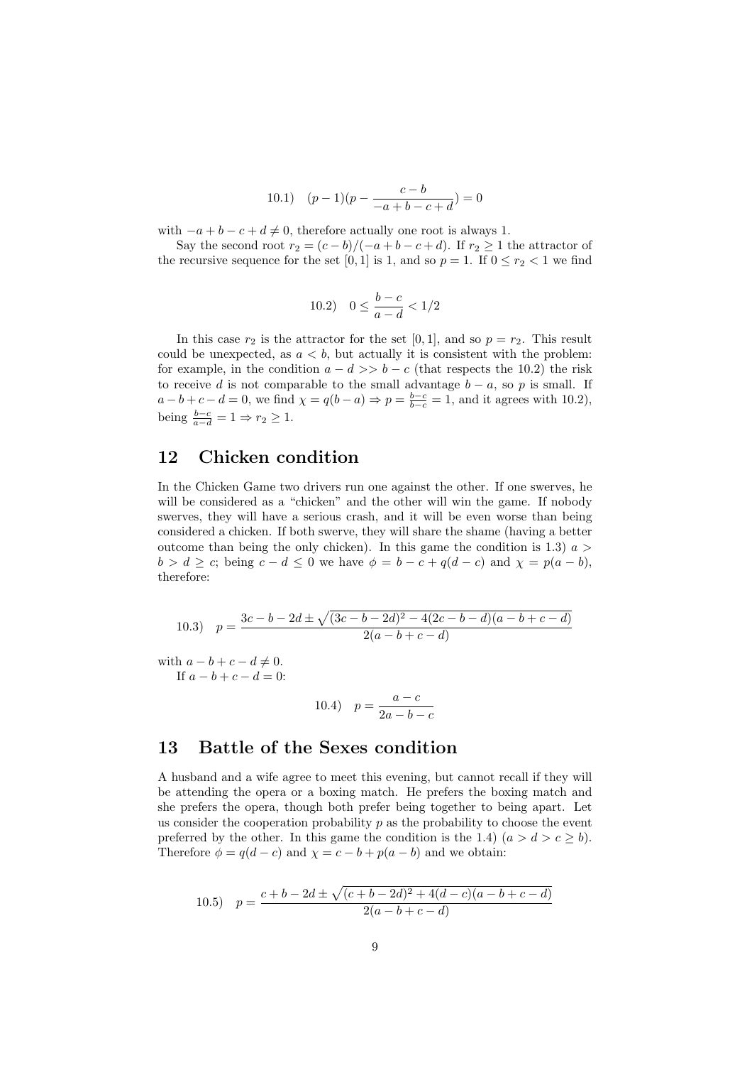$$10.1)\quad (p-1)(p-\frac{c-b}{-a+b-c+d})=0$$

with $-a+b-c+d \neq 0$, therefore actually one root is always 1.

Say the second root $r_2 = (c-b)/(-a+b-c+d)$. If $r_2 \geq 1$ the attractor of the recursive sequence for the set $[0,1]$ is 1, and so $p=1$. If $0 \leq r_2 < 1$ we find

$$10.2)\quad 0 \leq \frac{b-c}{a-d} < 1/2$$

In this case $r_2$ is the attractor for the set $[0,1]$, and so $p = r_2$. This result could be unexpected, as $a < b$, but actually it is consistent with the problem: for example, in the condition $a-d >> b-c$ (that respects the 10.2) the risk to receive $d$ is not comparable to the small advantage $b-a$, so $p$ is small. If $a-b+c-d=0$, we find $\chi = q(b-a) \Rightarrow p = \frac{b-c}{b-c} = 1$, and it agrees with 10.2), being $\frac{b-c}{a-d} = 1 \Rightarrow r_2 \geq 1$.

## 12 Chicken condition

In the Chicken Game two drivers run one against the other. If one swerves, he will be considered as a "chicken" and the other will win the game. If nobody swerves, they will have a serious crash, and it will be even worse than being considered a chicken. If both swerve, they will share the shame (having a better outcome than being the only chicken). In this game the condition is 1.3) $a > b > d \geq c$; being $c-d \leq 0$ we have $\phi = b-c+q(d-c)$ and $\chi = p(a-b)$, therefore:

$$10.3)\quad p = \frac{3c-b-2d \pm \sqrt{(3c-b-2d)^2 - 4(2c-b-d)(a-b+c-d)}}{2(a-b+c-d)}$$

with $a-b+c-d \neq 0$.

If $a-b+c-d=0$:

$$10.4)\quad p = \frac{a-c}{2a-b-c}$$

## 13 Battle of the Sexes condition

A husband and a wife agree to meet this evening, but cannot recall if they will be attending the opera or a boxing match. He prefers the boxing match and she prefers the opera, though both prefer being together to being apart. Let us consider the cooperation probability $p$ as the probability to choose the event preferred by the other. In this game the condition is the 1.4) $(a > d > c \geq b)$. Therefore $\phi = q(d-c)$ and $\chi = c-b+p(a-b)$ and we obtain:

$$10.5)\quad p = \frac{c+b-2d \pm \sqrt{(c+b-2d)^2 + 4(d-c)(a-b+c-d)}}{2(a-b+c-d)}$$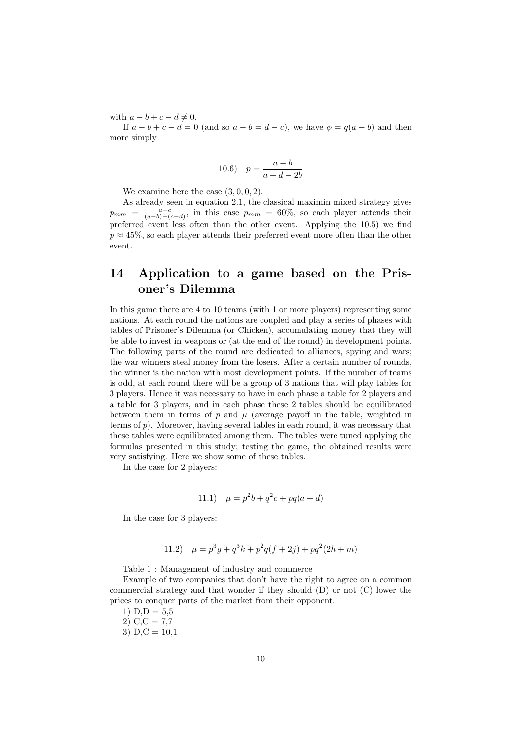with $a - b + c - d \neq 0$.

If $a - b + c - d = 0$ (and so $a - b = d - c$), we have $\phi = q(a - b)$ and then more simply

$$10.6) \quad p = \frac{a - b}{a + d - 2b}$$

We examine here the case $(3, 0, 0, 2)$.

As already seen in equation 2.1, the classical maximin mixed strategy gives $p_{mm} = \frac{a-c}{(a-b)-(c-d)}$, in this case $p_{mm} = 60\%$, so each player attends their preferred event less often than the other event. Applying the 10.5) we find $p \approx 45\%$, so each player attends their preferred event more often than the other event.

# 14 Application to a game based on the Prisoner's Dilemma

In this game there are 4 to 10 teams (with 1 or more players) representing some nations. At each round the nations are coupled and play a series of phases with tables of Prisoner's Dilemma (or Chicken), accumulating money that they will be able to invest in weapons or (at the end of the round) in development points. The following parts of the round are dedicated to alliances, spying and wars; the war winners steal money from the losers. After a certain number of rounds, the winner is the nation with most development points. If the number of teams is odd, at each round there will be a group of 3 nations that will play tables for 3 players. Hence it was necessary to have in each phase a table for 2 players and a table for 3 players, and in each phase these 2 tables should be equilibrated between them in terms of $p$ and $\mu$ (average payoff in the table, weighted in terms of $p$). Moreover, having several tables in each round, it was necessary that these tables were equilibrated among them. The tables were tuned applying the formulas presented in this study; testing the game, the obtained results were very satisfying. Here we show some of these tables.

In the case for 2 players:

$$11.1) \quad \mu = p^2 b + q^2 c + pq(a + d)$$

In the case for 3 players:

$$11.2) \quad \mu = p^3 g + q^3 k + p^2 q(f + 2j) + pq^2(2h + m)$$

Table 1 : Management of industry and commerce

Example of two companies that don't have the right to agree on a common commercial strategy and that wonder if they should (D) or not (C) lower the prices to conquer parts of the market from their opponent.

1) D,D = 5,5

2) C,C = 7,7

3) D,C = 10,1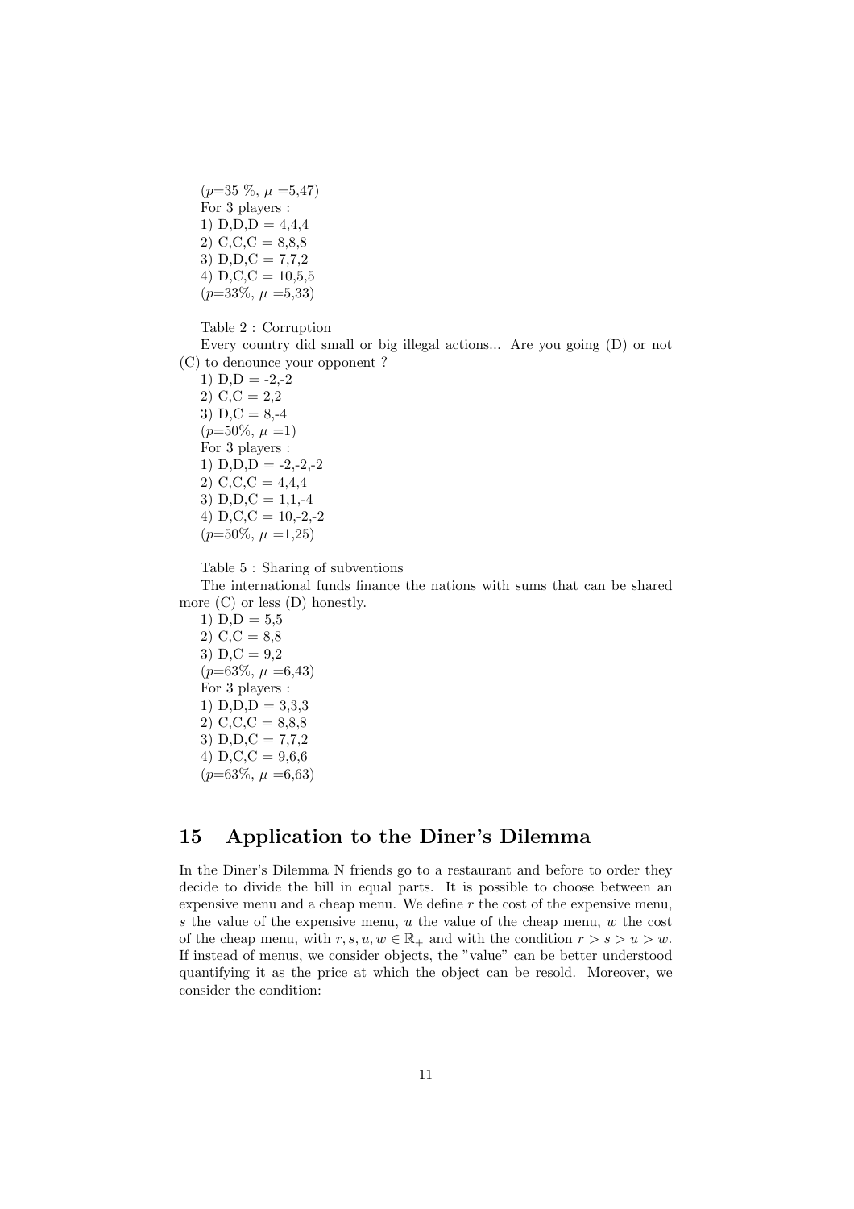($p$=35 %, $\mu$ =5,47)

For 3 players :

1) D,D,D = 4,4,4

2) C,C,C = 8,8,8

3) D,D,C = 7,7,2

4) D,C,C = 10,5,5

($p$=33%, $\mu$ =5,33)

Table 2 : Corruption

Every country did small or big illegal actions... Are you going (D) or not (C) to denounce your opponent ?

1) D,D = -2,-2

2) C,C = 2,2

3) D,C = 8,-4

($p$=50%, $\mu$ =1)

For 3 players :

1) D,D,D = -2,-2,-2

2) C,C,C = 4,4,4

3) D,D,C = 1,1,-4

4) D,C,C = 10,-2,-2

($p$=50%, $\mu$ =1,25)

Table 5 : Sharing of subventions

The international funds finance the nations with sums that can be shared more (C) or less (D) honestly.

1) D,D = 5,5

2) C,C = 8,8

3) D,C = 9,2

($p$=63%, $\mu$ =6,43)

For 3 players :

1) D,D,D = 3,3,3

2) C,C,C = 8,8,8

3) D,D,C = 7,7,2

4) D,C,C = 9,6,6

($p$=63%, $\mu$ =6,63)

## 15 Application to the Diner's Dilemma

In the Diner's Dilemma N friends go to a restaurant and before to order they decide to divide the bill in equal parts. It is possible to choose between an expensive menu and a cheap menu. We define $r$ the cost of the expensive menu, $s$ the value of the expensive menu, $u$ the value of the cheap menu, $w$ the cost of the cheap menu, with $r, s, u, w \in \mathbb{R}_+$ and with the condition $r > s > u > w$. If instead of menus, we consider objects, the "value" can be better understood quantifying it as the price at which the object can be resold. Moreover, we consider the condition: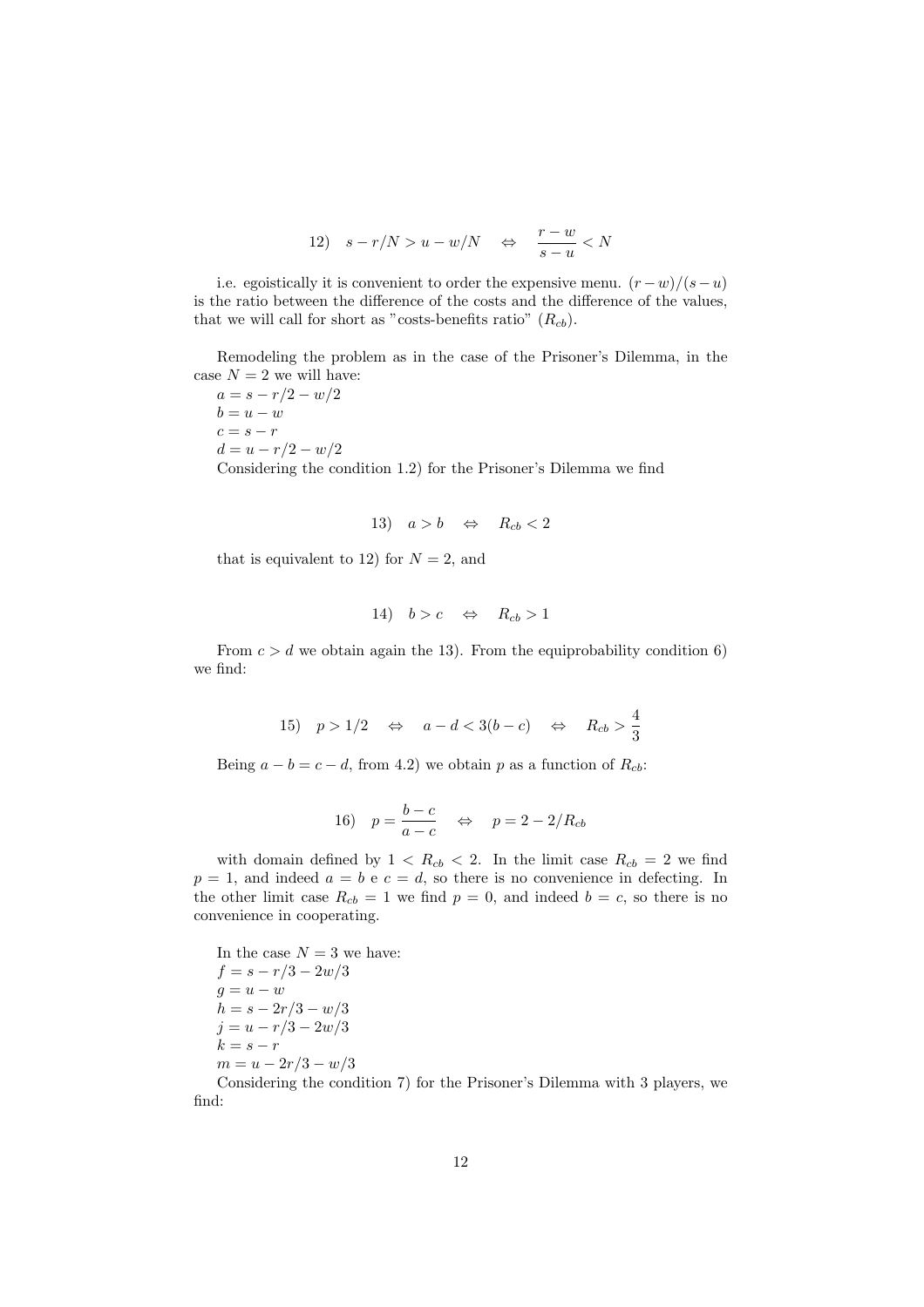$$12) \quad s - r/N > u - w/N \quad \Leftrightarrow \quad \frac{r-w}{s-u} < N$$

i.e. egoistically it is convenient to order the expensive menu. $(r-w)/(s-u)$ is the ratio between the difference of the costs and the difference of the values, that we will call for short as "costs-benefits ratio" ($R_{cb}$).

Remodeling the problem as in the case of the Prisoner's Dilemma, in the case $N = 2$ we will have:
$a = s - r/2 - w/2$
$b = u - w$
$c = s - r$
$d = u - r/2 - w/2$
Considering the condition 1.2) for the Prisoner's Dilemma we find

$$13) \quad a > b \quad \Leftrightarrow \quad R_{cb} < 2$$

that is equivalent to 12) for $N = 2$, and

$$14) \quad b > c \quad \Leftrightarrow \quad R_{cb} > 1$$

From $c > d$ we obtain again the 13). From the equiprobability condition 6) we find:

$$15) \quad p > 1/2 \quad \Leftrightarrow \quad a - d < 3(b - c) \quad \Leftrightarrow \quad R_{cb} > \frac{4}{3}$$

Being $a - b = c - d$, from 4.2) we obtain $p$ as a function of $R_{cb}$:

$$16) \quad p = \frac{b-c}{a-c} \quad \Leftrightarrow \quad p = 2 - 2/R_{cb}$$

with domain defined by $1 < R_{cb} < 2$. In the limit case $R_{cb} = 2$ we find $p = 1$, and indeed $a = b$ e $c = d$, so there is no convenience in defecting. In the other limit case $R_{cb} = 1$ we find $p = 0$, and indeed $b = c$, so there is no convenience in cooperating.

In the case $N = 3$ we have:
$f = s - r/3 - 2w/3$
$g = u - w$
$h = s - 2r/3 - w/3$
$j = u - r/3 - 2w/3$
$k = s - r$
$m = u - 2r/3 - w/3$
Considering the condition 7) for the Prisoner's Dilemma with 3 players, we find: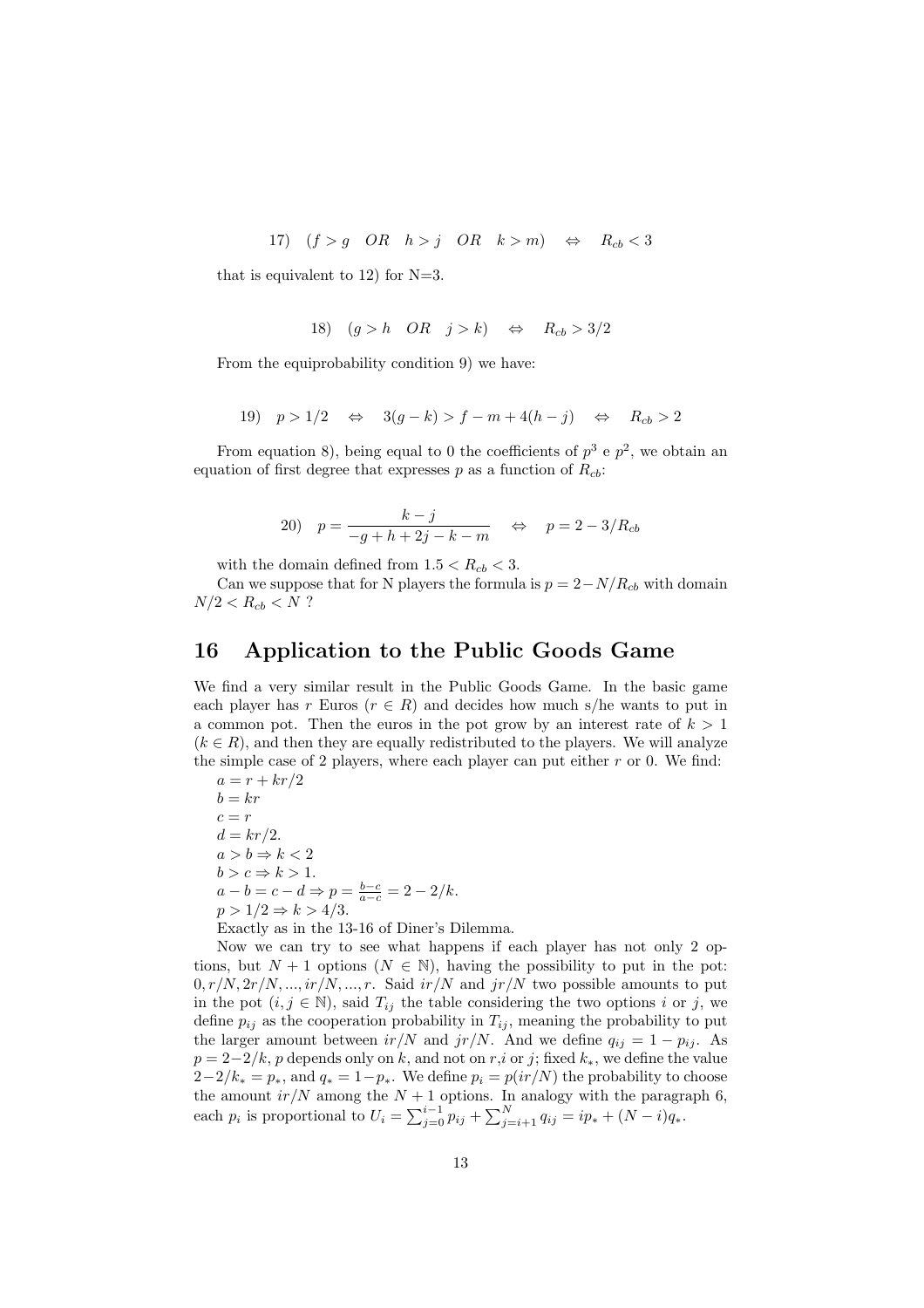$$17) \quad (f > g \quad OR \quad h > j \quad OR \quad k > m) \quad \Leftrightarrow \quad R_{cb} < 3$$

that is equivalent to 12) for N=3.

$$18) \quad (g > h \quad OR \quad j > k) \quad \Leftrightarrow \quad R_{cb} > 3/2$$

From the equiprobability condition 9) we have:

$$19) \quad p > 1/2 \quad \Leftrightarrow \quad 3(g-k) > f - m + 4(h-j) \quad \Leftrightarrow \quad R_{cb} > 2$$

From equation 8), being equal to 0 the coefficients of $p^3$ e $p^2$, we obtain an equation of first degree that expresses $p$ as a function of $R_{cb}$:

$$20) \quad p = \frac{k-j}{-g+h+2j-k-m} \quad \Leftrightarrow \quad p = 2 - 3/R_{cb}$$

with the domain defined from $1.5 < R_{cb} < 3$.

Can we suppose that for N players the formula is $p = 2 - N/R_{cb}$ with domain $N/2 < R_{cb} < N$ ?

## 16 Application to the Public Goods Game

We find a very similar result in the Public Goods Game. In the basic game each player has $r$ Euros ($r \in R$) and decides how much s/he wants to put in a common pot. Then the euros in the pot grow by an interest rate of $k > 1$ ($k \in R$), and then they are equally redistributed to the players. We will analyze the simple case of 2 players, where each player can put either $r$ or 0. We find:

$a = r + kr/2$
$b = kr$
$c = r$
$d = kr/2$.
$a > b \Rightarrow k < 2$
$b > c \Rightarrow k > 1$.
$a - b = c - d \Rightarrow p = \frac{b-c}{a-c} = 2 - 2/k$.
$p > 1/2 \Rightarrow k > 4/3$.
Exactly as in the 13-16 of Diner's Dilemma.

Now we can try to see what happens if each player has not only 2 options, but $N+1$ options ($N \in \mathbb{N}$), having the possibility to put in the pot: $0, r/N, 2r/N, ..., ir/N, ..., r$. Said $ir/N$ and $jr/N$ two possible amounts to put in the pot ($i, j \in \mathbb{N}$), said $T_{ij}$ the table considering the two options $i$ or $j$, we define $p_{ij}$ as the cooperation probability in $T_{ij}$, meaning the probability to put the larger amount between $ir/N$ and $jr/N$. And we define $q_{ij} = 1 - p_{ij}$. As $p = 2 - 2/k$, $p$ depends only on $k$, and not on $r$,$i$ or $j$; fixed $k_*$, we define the value $2 - 2/k_* = p_*$, and $q_* = 1 - p_*$. We define $p_i = p(ir/N)$ the probability to choose the amount $ir/N$ among the $N+1$ options. In analogy with the paragraph 6, each $p_i$ is proportional to $U_i = \sum_{j=0}^{i-1} p_{ij} + \sum_{j=i+1}^{N} q_{ij} = ip_* + (N-i)q_*$.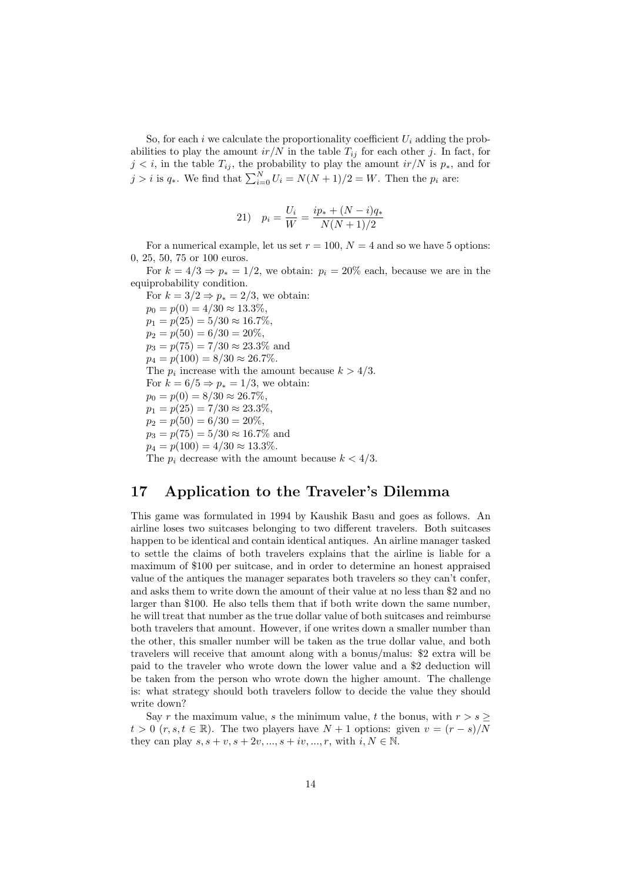So, for each $i$ we calculate the proportionality coefficient $U_i$ adding the probabilities to play the amount $ir/N$ in the table $T_{ij}$ for each other $j$. In fact, for $j < i$, in the table $T_{ij}$, the probability to play the amount $ir/N$ is $p_*$, and for $j > i$ is $q_*$. We find that $\sum_{i=0}^{N} U_i = N(N+1)/2 = W$. Then the $p_i$ are:

$$21) \quad p_i = \frac{U_i}{W} = \frac{ip_* + (N-i)q_*}{N(N+1)/2}$$

For a numerical example, let us set $r = 100$, $N = 4$ and so we have 5 options: 0, 25, 50, 75 or 100 euros.

For $k = 4/3 \Rightarrow p_* = 1/2$, we obtain: $p_i = 20\%$ each, because we are in the equiprobability condition.

For $k = 3/2 \Rightarrow p_* = 2/3$, we obtain:
$p_0 = p(0) = 4/30 \approx 13.3\%$,
$p_1 = p(25) = 5/30 \approx 16.7\%$,
$p_2 = p(50) = 6/30 = 20\%$,
$p_3 = p(75) = 7/30 \approx 23.3\%$ and
$p_4 = p(100) = 8/30 \approx 26.7\%$.
The $p_i$ increase with the amount because $k > 4/3$.

For $k = 6/5 \Rightarrow p_* = 1/3$, we obtain:
$p_0 = p(0) = 8/30 \approx 26.7\%$,
$p_1 = p(25) = 7/30 \approx 23.3\%$,
$p_2 = p(50) = 6/30 = 20\%$,
$p_3 = p(75) = 5/30 \approx 16.7\%$ and
$p_4 = p(100) = 4/30 \approx 13.3\%$.
The $p_i$ decrease with the amount because $k < 4/3$.

## 17 Application to the Traveler's Dilemma

This game was formulated in 1994 by Kaushik Basu and goes as follows. An airline loses two suitcases belonging to two different travelers. Both suitcases happen to be identical and contain identical antiques. An airline manager tasked to settle the claims of both travelers explains that the airline is liable for a maximum of \$100 per suitcase, and in order to determine an honest appraised value of the antiques the manager separates both travelers so they can't confer, and asks them to write down the amount of their value at no less than \$2 and no larger than \$100. He also tells them that if both write down the same number, he will treat that number as the true dollar value of both suitcases and reimburse both travelers that amount. However, if one writes down a smaller number than the other, this smaller number will be taken as the true dollar value, and both travelers will receive that amount along with a bonus/malus: \$2 extra will be paid to the traveler who wrote down the lower value and a \$2 deduction will be taken from the person who wrote down the higher amount. The challenge is: what strategy should both travelers follow to decide the value they should write down?

Say $r$ the maximum value, $s$ the minimum value, $t$ the bonus, with $r > s \geq t > 0$ ($r, s, t \in \mathbb{R}$). The two players have $N + 1$ options: given $v = (r - s)/N$ they can play $s, s + v, s + 2v, ..., s + iv, ..., r$, with $i, N \in \mathbb{N}$.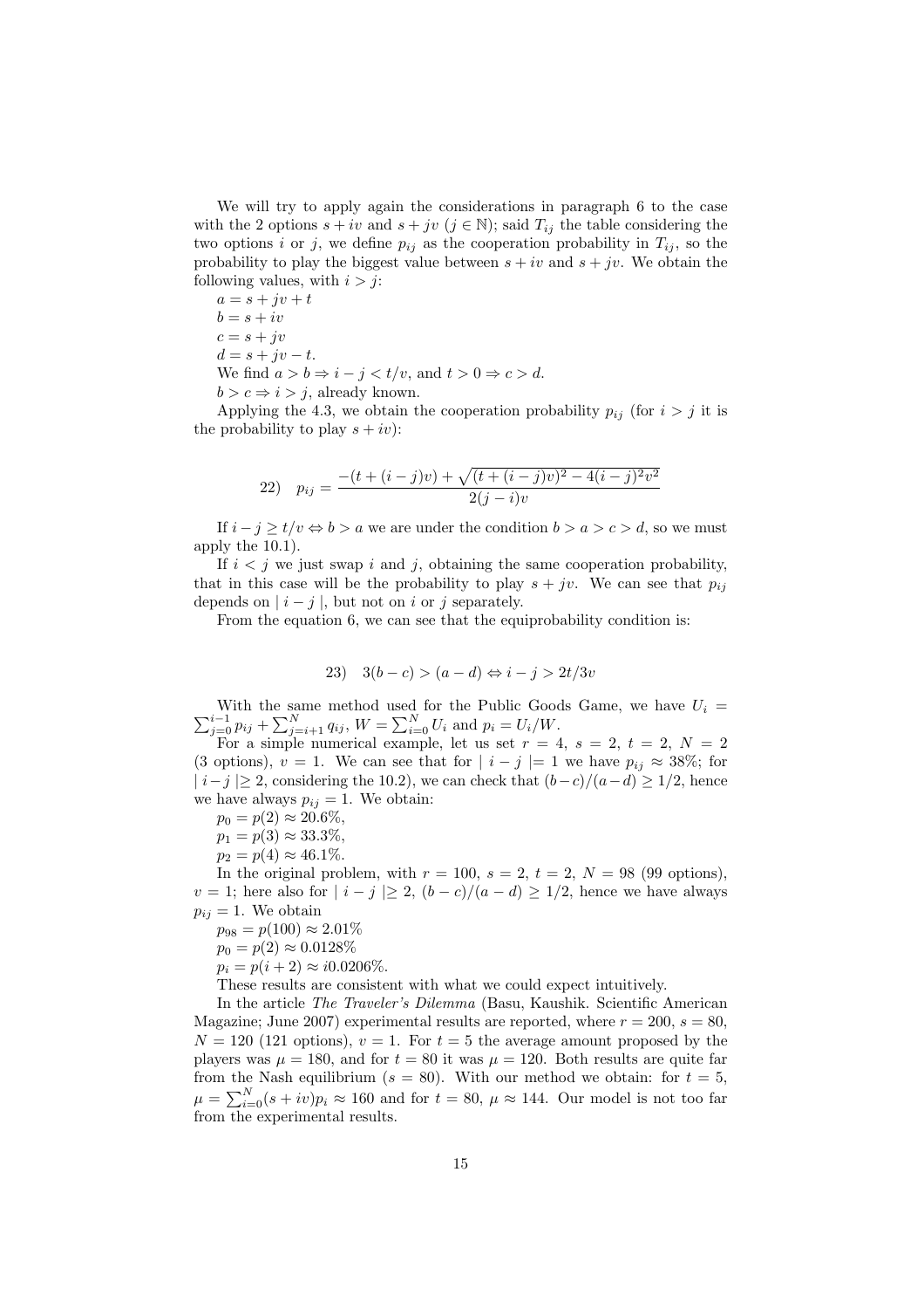We will try to apply again the considerations in paragraph 6 to the case with the 2 options $s + iv$ and $s + jv$ ($j \in \mathbb{N}$); said $T_{ij}$ the table considering the two options $i$ or $j$, we define $p_{ij}$ as the cooperation probability in $T_{ij}$, so the probability to play the biggest value between $s + iv$ and $s + jv$. We obtain the following values, with $i > j$:

$a = s + jv + t$

$b = s + iv$

$c = s + jv$

$d = s + jv - t$.

We find $a > b \Rightarrow i - j < t/v$, and $t > 0 \Rightarrow c > d$.

$b > c \Rightarrow i > j$, already known.

Applying the 4.3, we obtain the cooperation probability $p_{ij}$ (for $i > j$ it is the probability to play $s + iv$):

$$22) \quad p_{ij} = \frac{-(t + (i-j)v) + \sqrt{(t + (i-j)v)^2 - 4(i-j)^2v^2}}{2(j-i)v}$$

If $i - j \geq t/v \Leftrightarrow b > a$ we are under the condition $b > a > c > d$, so we must apply the 10.1).

If $i < j$ we just swap $i$ and $j$, obtaining the same cooperation probability, that in this case will be the probability to play $s + jv$. We can see that $p_{ij}$ depends on $\mid i - j \mid$, but not on $i$ or $j$ separately.

From the equation 6, we can see that the equiprobability condition is:

$$23) \quad 3(b - c) > (a - d) \Leftrightarrow i - j > 2t/3v$$

With the same method used for the Public Goods Game, we have $U_i = \sum_{j=0}^{i-1} p_{ij} + \sum_{j=i+1}^{N} q_{ij}$, $W = \sum_{i=0}^{N} U_i$ and $p_i = U_i/W$.

For a simple numerical example, let us set $r = 4$, $s = 2$, $t = 2$, $N = 2$ (3 options), $v = 1$. We can see that for $\mid i - j \mid= 1$ we have $p_{ij} \approx 38\%$; for $\mid i - j \mid\geq 2$, considering the 10.2), we can check that $(b-c)/(a-d) \geq 1/2$, hence we have always $p_{ij} = 1$. We obtain:

$p_0 = p(2) \approx 20.6\%$,

$p_1 = p(3) \approx 33.3\%$,

$p_2 = p(4) \approx 46.1\%$.

In the original problem, with $r = 100$, $s = 2$, $t = 2$, $N = 98$ (99 options), $v = 1$; here also for $\mid i - j \mid\geq 2$, $(b - c)/(a - d) \geq 1/2$, hence we have always $p_{ij} = 1$. We obtain

$p_{98} = p(100) \approx 2.01\%$

$p_0 = p(2) \approx 0.0128\%$

$p_i = p(i + 2) \approx i0.0206\%$.

These results are consistent with what we could expect intuitively.

In the article *The Traveler's Dilemma* (Basu, Kaushik. Scientific American Magazine; June 2007) experimental results are reported, where $r = 200$, $s = 80$, $N = 120$ (121 options), $v = 1$. For $t = 5$ the average amount proposed by the players was $\mu = 180$, and for $t = 80$ it was $\mu = 120$. Both results are quite far from the Nash equilibrium ($s = 80$). With our method we obtain: for $t = 5$, $\mu = \sum_{i=0}^{N}(s + iv)p_i \approx 160$ and for $t = 80$, $\mu \approx 144$. Our model is not too far from the experimental results.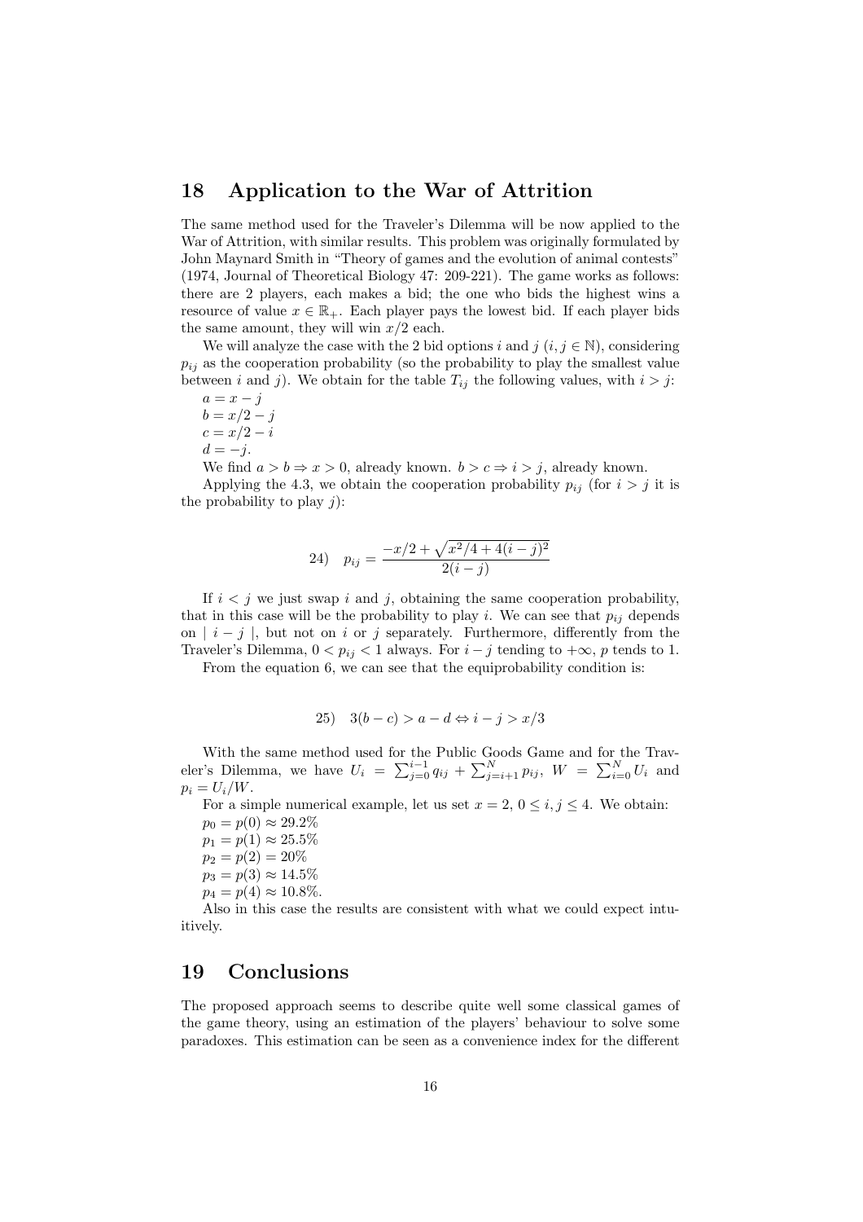## 18 Application to the War of Attrition

The same method used for the Traveler's Dilemma will be now applied to the War of Attrition, with similar results. This problem was originally formulated by John Maynard Smith in "Theory of games and the evolution of animal contests" (1974, Journal of Theoretical Biology 47: 209-221). The game works as follows: there are 2 players, each makes a bid; the one who bids the highest wins a resource of value $x \in \mathbb{R}_+$. Each player pays the lowest bid. If each player bids the same amount, they will win $x/2$ each.

We will analyze the case with the 2 bid options $i$ and $j$ ($i, j \in \mathbb{N}$), considering $p_{ij}$ as the cooperation probability (so the probability to play the smallest value between $i$ and $j$). We obtain for the table $T_{ij}$ the following values, with $i > j$:

$a = x - j$
$b = x/2 - j$
$c = x/2 - i$
$d = -j$.

We find $a > b \Rightarrow x > 0$, already known. $b > c \Rightarrow i > j$, already known.

Applying the 4.3, we obtain the cooperation probability $p_{ij}$ (for $i > j$ it is the probability to play $j$):

$$24) \quad p_{ij} = \frac{-x/2 + \sqrt{x^2/4 + 4(i-j)^2}}{2(i-j)}$$

If $i < j$ we just swap $i$ and $j$, obtaining the same cooperation probability, that in this case will be the probability to play $i$. We can see that $p_{ij}$ depends on $\mid i - j \mid$, but not on $i$ or $j$ separately. Furthermore, differently from the Traveler's Dilemma, $0 < p_{ij} < 1$ always. For $i - j$ tending to $+\infty$, $p$ tends to 1.

From the equation 6, we can see that the equiprobability condition is:

$$25) \quad 3(b - c) > a - d \Leftrightarrow i - j > x/3$$

With the same method used for the Public Goods Game and for the Traveler's Dilemma, we have $U_i = \sum_{j=0}^{i-1} q_{ij} + \sum_{j=i+1}^{N} p_{ij}$, $W = \sum_{i=0}^{N} U_i$ and $p_i = U_i/W$.

For a simple numerical example, let us set $x = 2$, $0 \leq i, j \leq 4$. We obtain:

$p_0 = p(0) \approx 29.2\%$
$p_1 = p(1) \approx 25.5\%$
$p_2 = p(2) = 20\%$
$p_3 = p(3) \approx 14.5\%$
$p_4 = p(4) \approx 10.8\%$.

Also in this case the results are consistent with what we could expect intuitively.

## 19 Conclusions

The proposed approach seems to describe quite well some classical games of the game theory, using an estimation of the players' behaviour to solve some paradoxes. This estimation can be seen as a convenience index for the different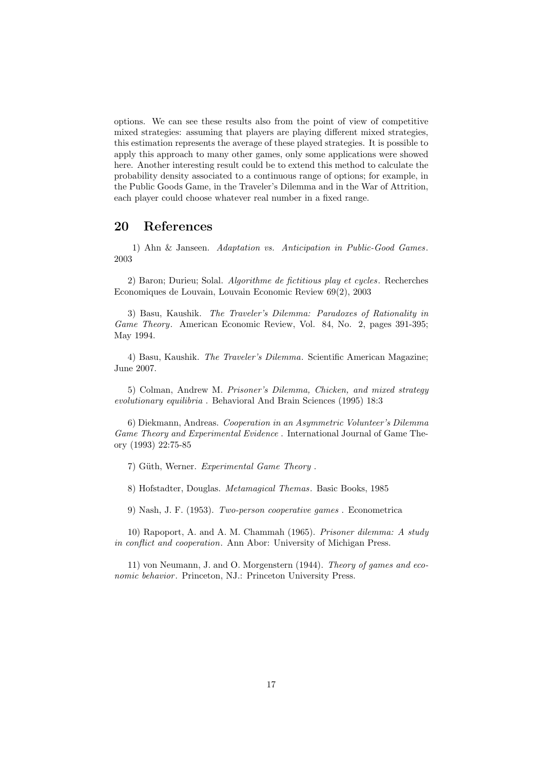options. We can see these results also from the point of view of competitive mixed strategies: assuming that players are playing different mixed strategies, this estimation represents the average of these played strategies. It is possible to apply this approach to many other games, only some applications were showed here. Another interesting result could be to extend this method to calculate the probability density associated to a continuous range of options; for example, in the Public Goods Game, in the Traveler's Dilemma and in the War of Attrition, each player could choose whatever real number in a fixed range.

## 20 References

1) Ahn & Janseen. *Adaptation vs. Anticipation in Public-Good Games*. 2003

2) Baron; Durieu; Solal. *Algorithme de fictitious play et cycles*. Recherches Economiques de Louvain, Louvain Economic Review 69(2), 2003

3) Basu, Kaushik. *The Traveler's Dilemma: Paradoxes of Rationality in Game Theory*. American Economic Review, Vol. 84, No. 2, pages 391-395; May 1994.

4) Basu, Kaushik. *The Traveler's Dilemma*. Scientific American Magazine; June 2007.

5) Colman, Andrew M. *Prisoner's Dilemma, Chicken, and mixed strategy evolutionary equilibria* . Behavioral And Brain Sciences (1995) 18:3

6) Diekmann, Andreas. *Cooperation in an Asymmetric Volunteer's Dilemma Game Theory and Experimental Evidence* . International Journal of Game Theory (1993) 22:75-85

7) Güth, Werner. *Experimental Game Theory* .

8) Hofstadter, Douglas. *Metamagical Themas*. Basic Books, 1985

9) Nash, J. F. (1953). *Two-person cooperative games* . Econometrica

10) Rapoport, A. and A. M. Chammah (1965). *Prisoner dilemma: A study in conflict and cooperation*. Ann Abor: University of Michigan Press.

11) von Neumann, J. and O. Morgenstern (1944). *Theory of games and economic behavior*. Princeton, NJ.: Princeton University Press.